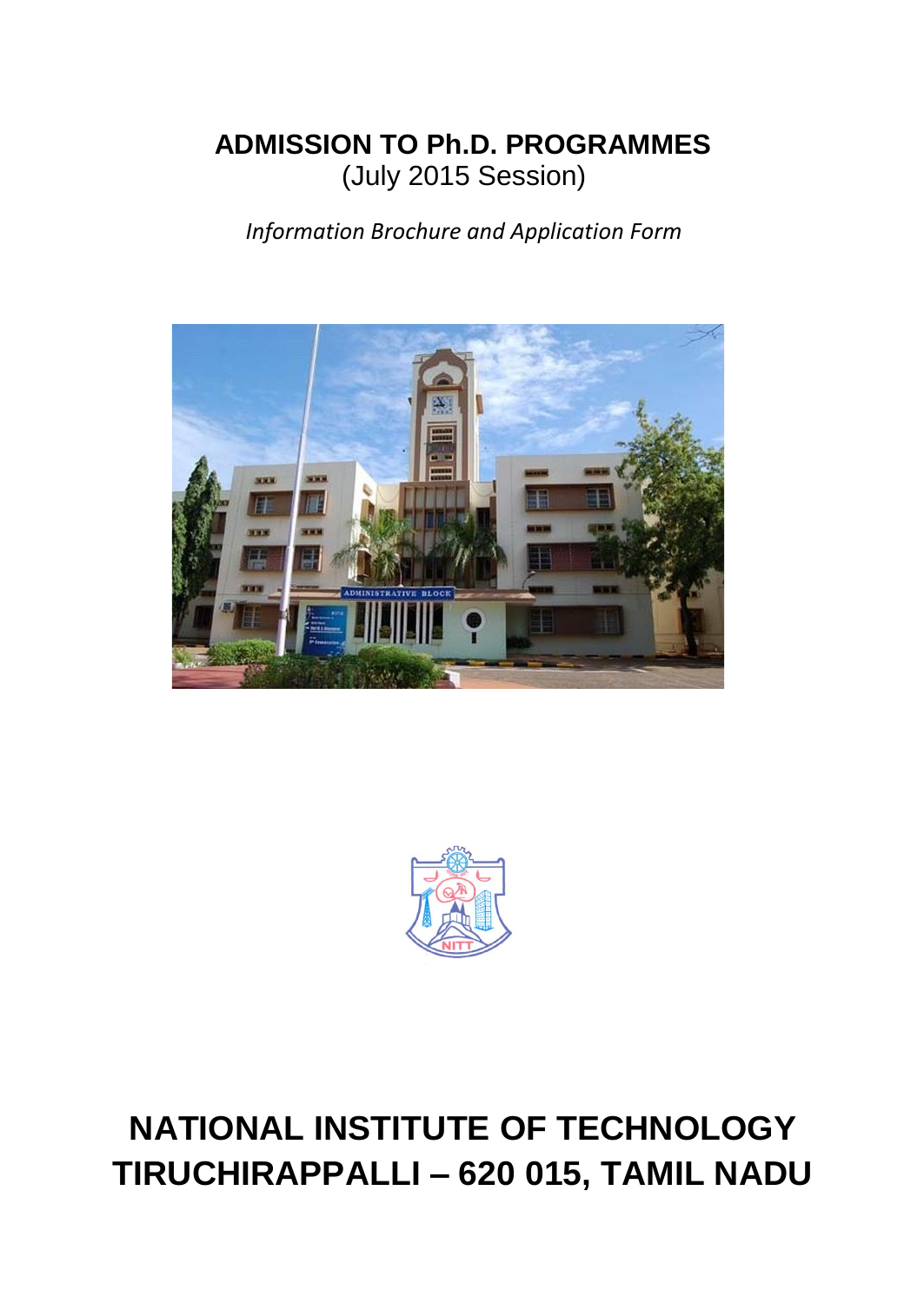# ADMISSION TO Ph.D. PROGRAMMES
(July 2015 Session)

*Information Brochure and Application Form*

# NATIONAL INSTITUTE OF TECHNOLOGY
# TIRUCHIRAPPALLI – 620 015, TAMIL NADU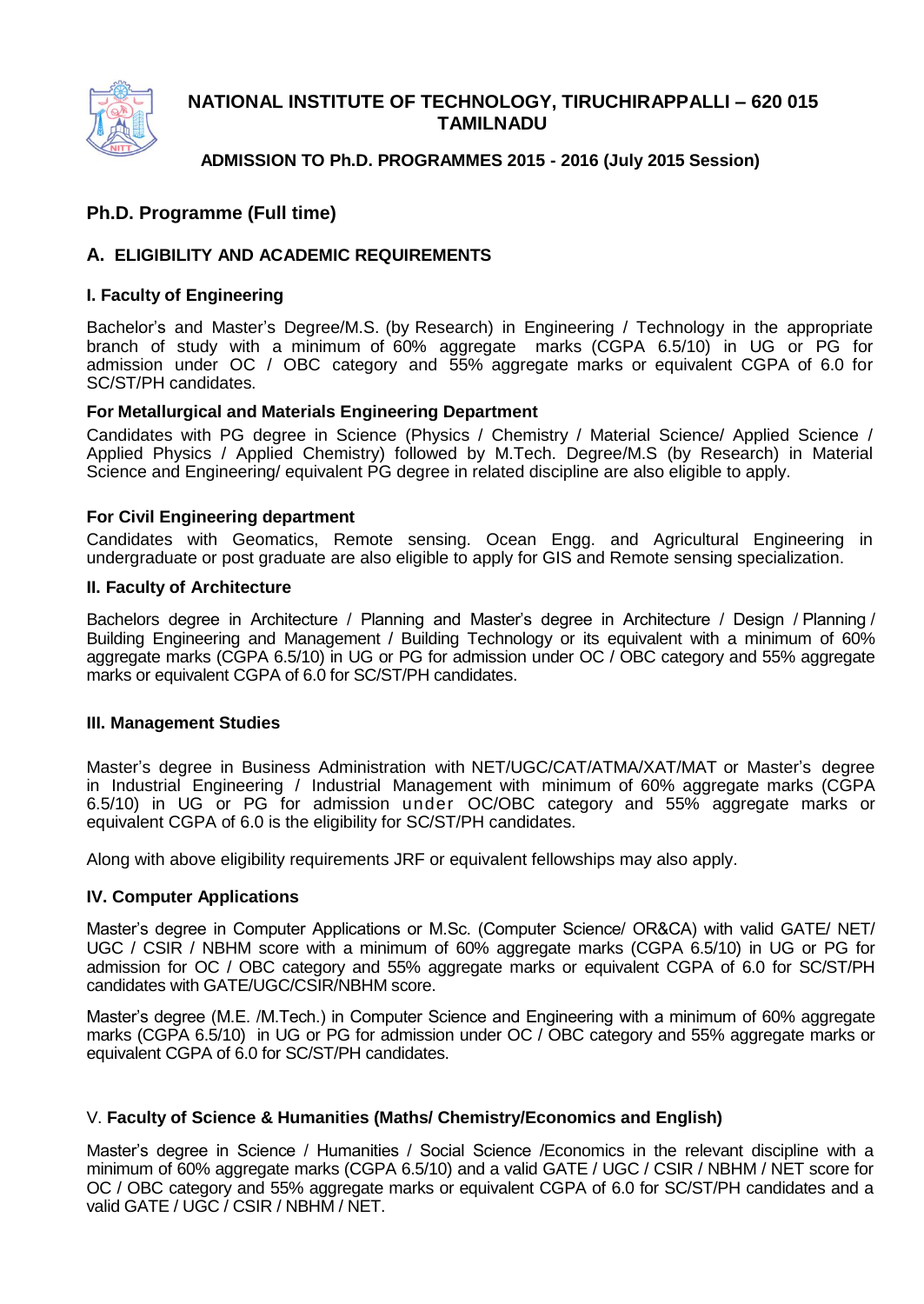# NATIONAL INSTITUTE OF TECHNOLOGY, TIRUCHIRAPPALLI – 620 015 TAMILNADU

### ADMISSION TO Ph.D. PROGRAMMES 2015 - 2016 (July 2015 Session)

## Ph.D. Programme (Full time)

## A. ELIGIBILITY AND ACADEMIC REQUIREMENTS

### I. Faculty of Engineering

Bachelor's and Master's Degree/M.S. (by Research) in Engineering / Technology in the appropriate branch of study with a minimum of 60% aggregate marks (CGPA 6.5/10) in UG or PG for admission under OC / OBC category and 55% aggregate marks or equivalent CGPA of 6.0 for SC/ST/PH candidates.

**For Metallurgical and Materials Engineering Department**

Candidates with PG degree in Science (Physics / Chemistry / Material Science/ Applied Science / Applied Physics / Applied Chemistry) followed by M.Tech. Degree/M.S (by Research) in Material Science and Engineering/ equivalent PG degree in related discipline are also eligible to apply.

**For Civil Engineering department**

Candidates with Geomatics, Remote sensing. Ocean Engg. and Agricultural Engineering in undergraduate or post graduate are also eligible to apply for GIS and Remote sensing specialization.

### II. Faculty of Architecture

Bachelors degree in Architecture / Planning and Master's degree in Architecture / Design / Planning / Building Engineering and Management / Building Technology or its equivalent with a minimum of 60% aggregate marks (CGPA 6.5/10) in UG or PG for admission under OC / OBC category and 55% aggregate marks or equivalent CGPA of 6.0 for SC/ST/PH candidates.

### III. Management Studies

Master's degree in Business Administration with NET/UGC/CAT/ATMA/XAT/MAT or Master's degree in Industrial Engineering / Industrial Management with minimum of 60% aggregate marks (CGPA 6.5/10) in UG or PG for admission under OC/OBC category and 55% aggregate marks or equivalent CGPA of 6.0 is the eligibility for SC/ST/PH candidates.

Along with above eligibility requirements JRF or equivalent fellowships may also apply.

### IV. Computer Applications

Master's degree in Computer Applications or M.Sc. (Computer Science/ OR&CA) with valid GATE/ NET/ UGC / CSIR / NBHM score with a minimum of 60% aggregate marks (CGPA 6.5/10) in UG or PG for admission for OC / OBC category and 55% aggregate marks or equivalent CGPA of 6.0 for SC/ST/PH candidates with GATE/UGC/CSIR/NBHM score.

Master's degree (M.E. /M.Tech.) in Computer Science and Engineering with a minimum of 60% aggregate marks (CGPA 6.5/10) in UG or PG for admission under OC / OBC category and 55% aggregate marks or equivalent CGPA of 6.0 for SC/ST/PH candidates.

### V. Faculty of Science & Humanities (Maths/ Chemistry/Economics and English)

Master's degree in Science / Humanities / Social Science /Economics in the relevant discipline with a minimum of 60% aggregate marks (CGPA 6.5/10) and a valid GATE / UGC / CSIR / NBHM / NET score for OC / OBC category and 55% aggregate marks or equivalent CGPA of 6.0 for SC/ST/PH candidates and a valid GATE / UGC / CSIR / NBHM / NET.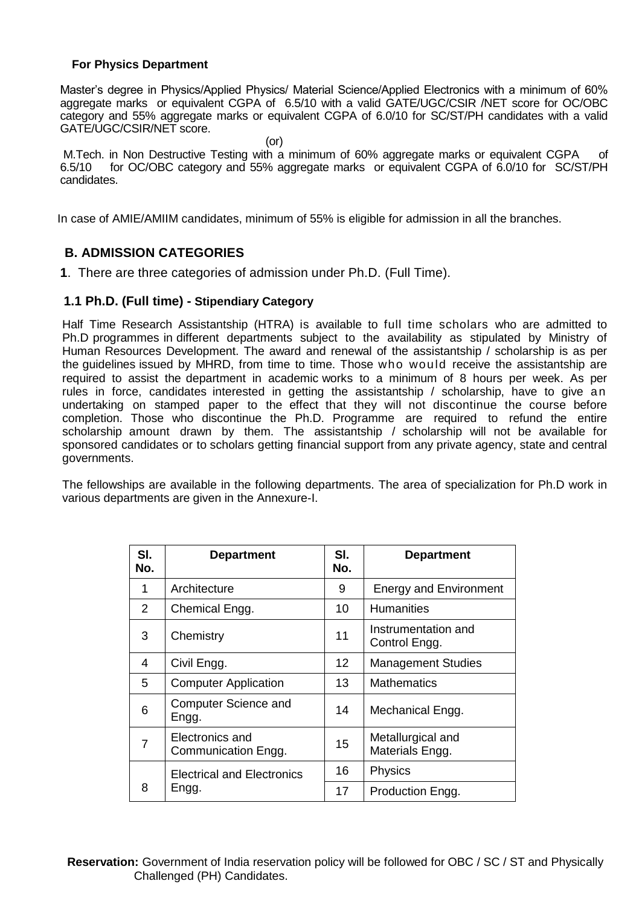**For Physics Department**

Master's degree in Physics/Applied Physics/ Material Science/Applied Electronics with a minimum of 60% aggregate marks or equivalent CGPA of 6.5/10 with a valid GATE/UGC/CSIR /NET score for OC/OBC category and 55% aggregate marks or equivalent CGPA of 6.0/10 for SC/ST/PH candidates with a valid GATE/UGC/CSIR/NET score.

(or)

M.Tech. in Non Destructive Testing with a minimum of 60% aggregate marks or equivalent CGPA of 6.5/10 for OC/OBC category and 55% aggregate marks or equivalent CGPA of 6.0/10 for SC/ST/PH candidates.

In case of AMIE/AMIIM candidates, minimum of 55% is eligible for admission in all the branches.

## B. ADMISSION CATEGORIES

**1**. There are three categories of admission under Ph.D. (Full Time).

### 1.1 Ph.D. (Full time) - Stipendiary Category

Half Time Research Assistantship (HTRA) is available to full time scholars who are admitted to Ph.D programmes in different departments subject to the availability as stipulated by Ministry of Human Resources Development. The award and renewal of the assistantship / scholarship is as per the guidelines issued by MHRD, from time to time. Those who would receive the assistantship are required to assist the department in academic works to a minimum of 8 hours per week. As per rules in force, candidates interested in getting the assistantship / scholarship, have to give an undertaking on stamped paper to the effect that they will not discontinue the course before completion. Those who discontinue the Ph.D. Programme are required to refund the entire scholarship amount drawn by them. The assistantship / scholarship will not be available for sponsored candidates or to scholars getting financial support from any private agency, state and central governments.

The fellowships are available in the following departments. The area of specialization for Ph.D work in various departments are given in the Annexure-I.

| Sl. No. | Department | Sl. No. | Department |
|---|---|---|---|
| 1 | Architecture | 9 | Energy and Environment |
| 2 | Chemical Engg. | 10 | Humanities |
| 3 | Chemistry | 11 | Instrumentation and Control Engg. |
| 4 | Civil Engg. | 12 | Management Studies |
| 5 | Computer Application | 13 | Mathematics |
| 6 | Computer Science and Engg. | 14 | Mechanical Engg. |
| 7 | Electronics and Communication Engg. | 15 | Metallurgical and Materials Engg. |
| 8 | Electrical and Electronics Engg. | 16 | Physics |
| | | 17 | Production Engg. |

**Reservation:** Government of India reservation policy will be followed for OBC / SC / ST and Physically Challenged (PH) Candidates.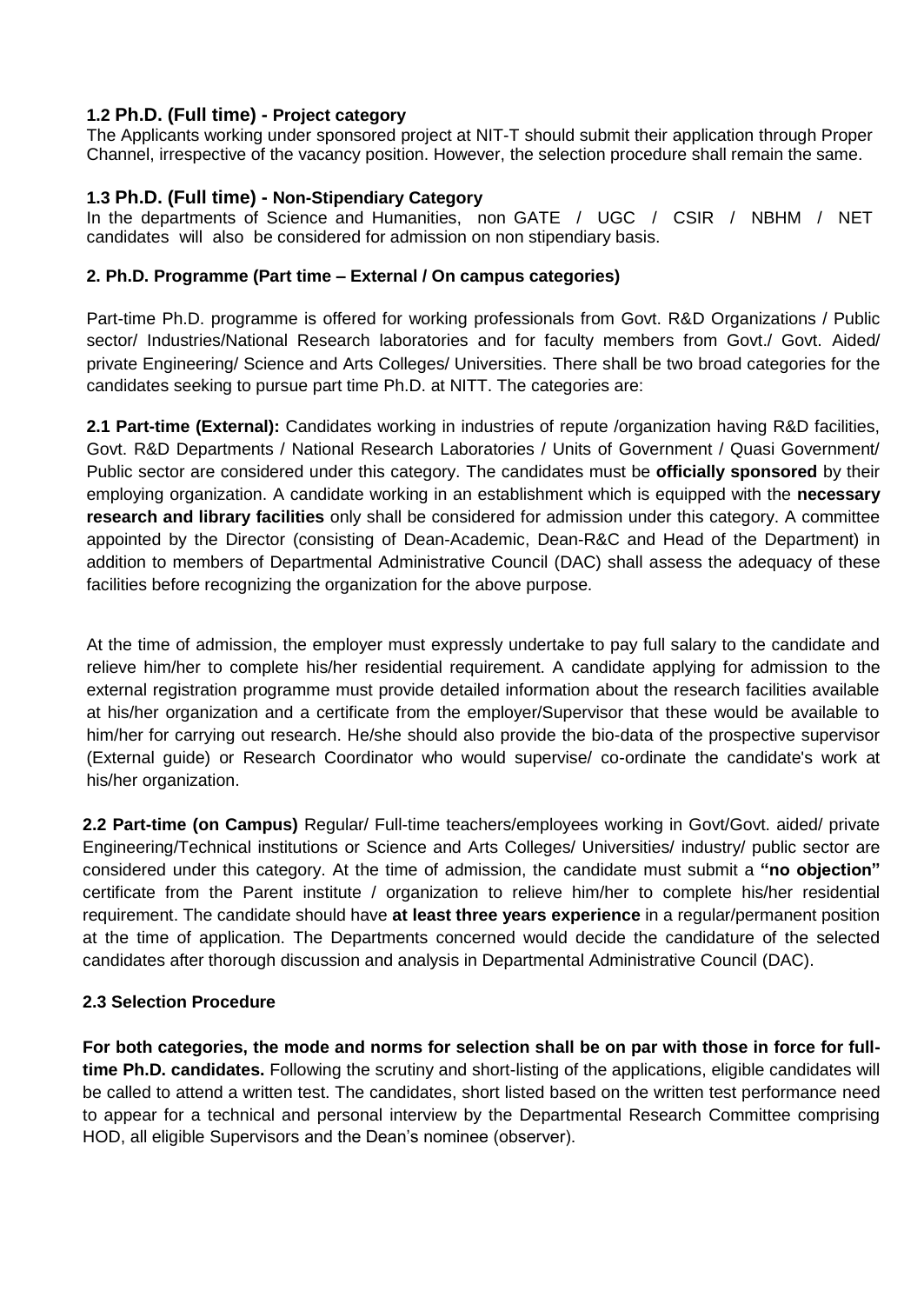### 1.2 Ph.D. (Full time) - Project category

The Applicants working under sponsored project at NIT-T should submit their application through Proper Channel, irrespective of the vacancy position. However, the selection procedure shall remain the same.

### 1.3 Ph.D. (Full time) - Non-Stipendiary Category

In the departments of Science and Humanities, non GATE / UGC / CSIR / NBHM / NET candidates will also be considered for admission on non stipendiary basis.

## 2. Ph.D. Programme (Part time – External / On campus categories)

Part-time Ph.D. programme is offered for working professionals from Govt. R&D Organizations / Public sector/ Industries/National Research laboratories and for faculty members from Govt./ Govt. Aided/ private Engineering/ Science and Arts Colleges/ Universities. There shall be two broad categories for the candidates seeking to pursue part time Ph.D. at NITT. The categories are:

**2.1 Part-time (External):** Candidates working in industries of repute /organization having R&D facilities, Govt. R&D Departments / National Research Laboratories / Units of Government / Quasi Government/ Public sector are considered under this category. The candidates must be **officially sponsored** by their employing organization. A candidate working in an establishment which is equipped with the **necessary research and library facilities** only shall be considered for admission under this category. A committee appointed by the Director (consisting of Dean-Academic, Dean-R&C and Head of the Department) in addition to members of Departmental Administrative Council (DAC) shall assess the adequacy of these facilities before recognizing the organization for the above purpose.

At the time of admission, the employer must expressly undertake to pay full salary to the candidate and relieve him/her to complete his/her residential requirement. A candidate applying for admission to the external registration programme must provide detailed information about the research facilities available at his/her organization and a certificate from the employer/Supervisor that these would be available to him/her for carrying out research. He/she should also provide the bio-data of the prospective supervisor (External guide) or Research Coordinator who would supervise/ co-ordinate the candidate's work at his/her organization.

**2.2 Part-time (on Campus)** Regular/ Full-time teachers/employees working in Govt/Govt. aided/ private Engineering/Technical institutions or Science and Arts Colleges/ Universities/ industry/ public sector are considered under this category. At the time of admission, the candidate must submit a **"no objection"** certificate from the Parent institute / organization to relieve him/her to complete his/her residential requirement. The candidate should have **at least three years experience** in a regular/permanent position at the time of application. The Departments concerned would decide the candidature of the selected candidates after thorough discussion and analysis in Departmental Administrative Council (DAC).

### 2.3 Selection Procedure

**For both categories, the mode and norms for selection shall be on par with those in force for full-time Ph.D. candidates.** Following the scrutiny and short-listing of the applications, eligible candidates will be called to attend a written test. The candidates, short listed based on the written test performance need to appear for a technical and personal interview by the Departmental Research Committee comprising HOD, all eligible Supervisors and the Dean's nominee (observer).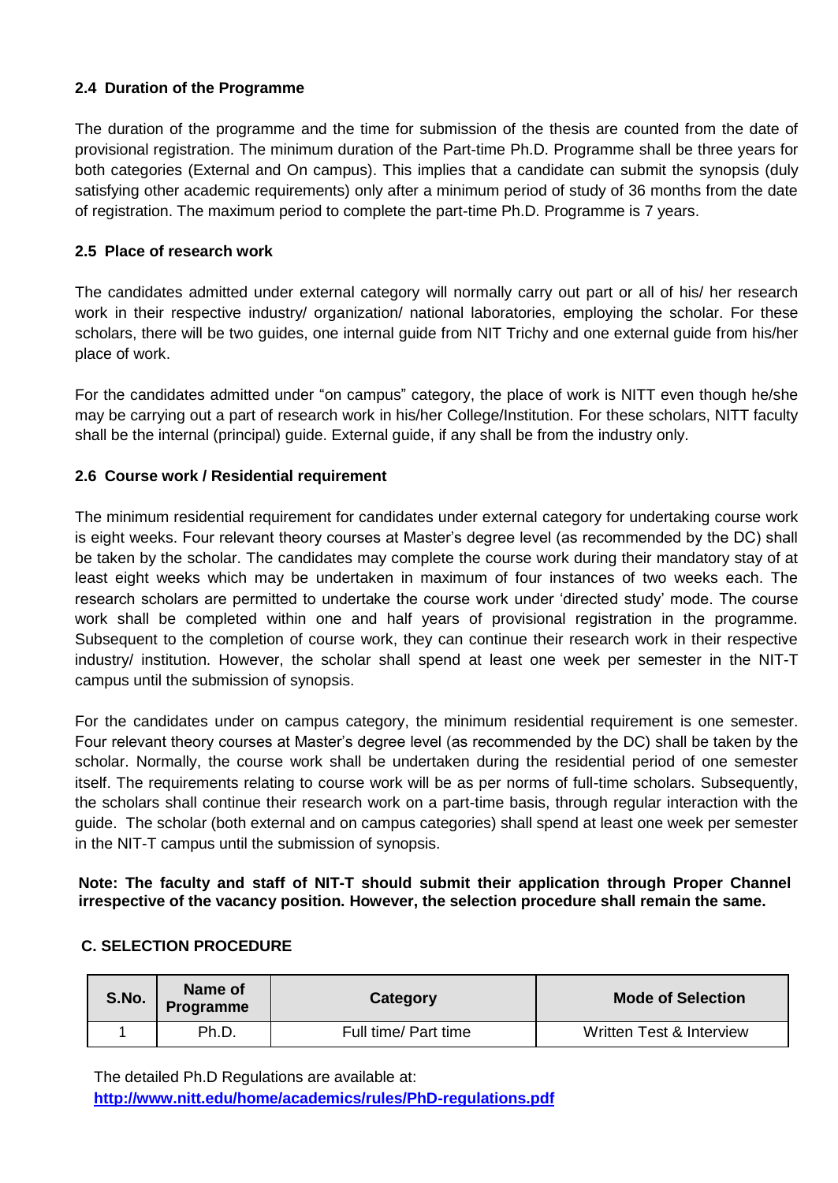### 2.4 Duration of the Programme

The duration of the programme and the time for submission of the thesis are counted from the date of provisional registration. The minimum duration of the Part-time Ph.D. Programme shall be three years for both categories (External and On campus). This implies that a candidate can submit the synopsis (duly satisfying other academic requirements) only after a minimum period of study of 36 months from the date of registration. The maximum period to complete the part-time Ph.D. Programme is 7 years.

### 2.5 Place of research work

The candidates admitted under external category will normally carry out part or all of his/ her research work in their respective industry/ organization/ national laboratories, employing the scholar. For these scholars, there will be two guides, one internal guide from NIT Trichy and one external guide from his/her place of work.

For the candidates admitted under "on campus" category, the place of work is NITT even though he/she may be carrying out a part of research work in his/her College/Institution. For these scholars, NITT faculty shall be the internal (principal) guide. External guide, if any shall be from the industry only.

### 2.6 Course work / Residential requirement

The minimum residential requirement for candidates under external category for undertaking course work is eight weeks. Four relevant theory courses at Master's degree level (as recommended by the DC) shall be taken by the scholar. The candidates may complete the course work during their mandatory stay of at least eight weeks which may be undertaken in maximum of four instances of two weeks each. The research scholars are permitted to undertake the course work under 'directed study' mode. The course work shall be completed within one and half years of provisional registration in the programme. Subsequent to the completion of course work, they can continue their research work in their respective industry/ institution. However, the scholar shall spend at least one week per semester in the NIT-T campus until the submission of synopsis.

For the candidates under on campus category, the minimum residential requirement is one semester. Four relevant theory courses at Master's degree level (as recommended by the DC) shall be taken by the scholar. Normally, the course work shall be undertaken during the residential period of one semester itself. The requirements relating to course work will be as per norms of full-time scholars. Subsequently, the scholars shall continue their research work on a part-time basis, through regular interaction with the guide. The scholar (both external and on campus categories) shall spend at least one week per semester in the NIT-T campus until the submission of synopsis.

**Note: The faculty and staff of NIT-T should submit their application through Proper Channel irrespective of the vacancy position. However, the selection procedure shall remain the same.**

### C. SELECTION PROCEDURE

| S.No. | Name of Programme | Category | Mode of Selection |
|---|---|---|---|
| 1 | Ph.D. | Full time/ Part time | Written Test & Interview |

The detailed Ph.D Regulations are available at:
**http://www.nitt.edu/home/academics/rules/PhD-regulations.pdf**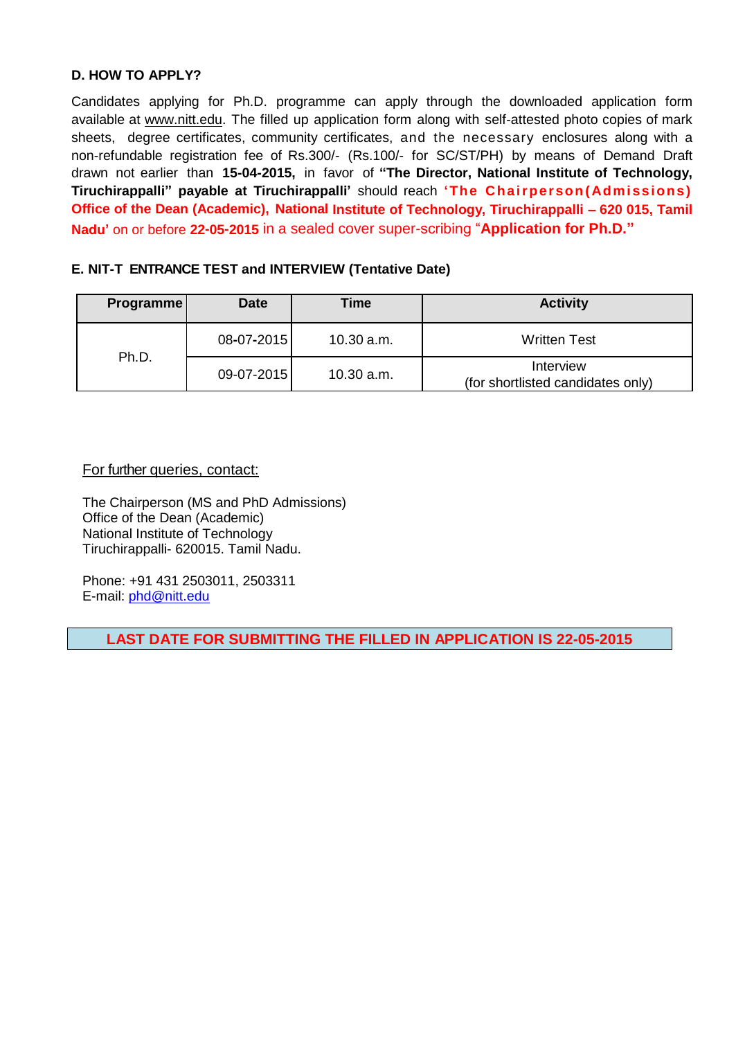### D. HOW TO APPLY?

Candidates applying for Ph.D. programme can apply through the downloaded application form available at www.nitt.edu. The filled up application form along with self-attested photo copies of mark sheets, degree certificates, community certificates, and the necessary enclosures along with a non-refundable registration fee of Rs.300/- (Rs.100/- for SC/ST/PH) by means of Demand Draft drawn not earlier than **15-04-2015,** in favor of **"The Director, National Institute of Technology, Tiruchirappalli" payable at Tiruchirappalli'** should reach **'The Chairperson(Admissions) Office of the Dean (Academic), National Institute of Technology, Tiruchirappalli – 620 015, Tamil Nadu'** on or before **22-05-2015** in a sealed cover super-scribing "**Application for Ph.D.**"

### E. NIT-T ENTRANCE TEST and INTERVIEW (Tentative Date)

| Programme | Date | Time | Activity |
|---|---|---|---|
| Ph.D. | 08-07-2015 | 10.30 a.m. | Written Test |
| | 09-07-2015 | 10.30 a.m. | Interview (for shortlisted candidates only) |

For further queries, contact:

The Chairperson (MS and PhD Admissions)
Office of the Dean (Academic)
National Institute of Technology
Tiruchirappalli- 620015. Tamil Nadu.

Phone: +91 431 2503011, 2503311
E-mail: phd@nitt.edu

**LAST DATE FOR SUBMITTING THE FILLED IN APPLICATION IS 22-05-2015**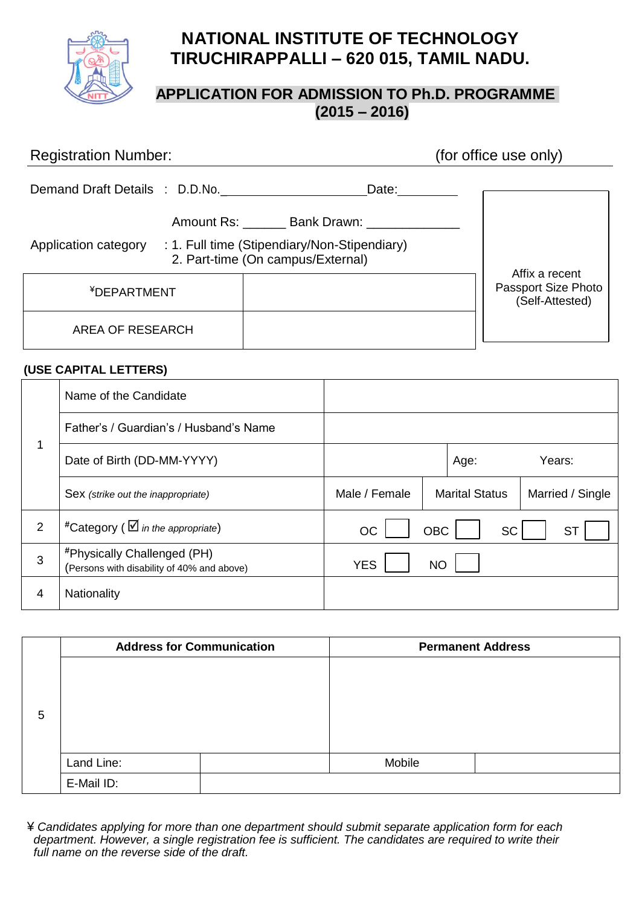# NATIONAL INSTITUTE OF TECHNOLOGY TIRUCHIRAPPALLI – 620 015, TAMIL NADU.

## APPLICATION FOR ADMISSION TO Ph.D. PROGRAMME (2015 – 2016)

Registration Number: (for office use only)

Demand Draft Details : D.D.No.____________________ Date:_________

Amount Rs: ______ Bank Drawn: _____________

Application category : 1. Full time (Stipendiary/Non-Stipendiary)
2. Part-time (On campus/External)

| ¥DEPARTMENT | |
|---|---|
| AREA OF RESEARCH | |

Affix a recent Passport Size Photo (Self-Attested)

**(USE CAPITAL LETTERS)**

| | | | | | |
|---|---|---|---|---|---|
| 1 | Name of the Candidate | | | | |
| | Father's / Guardian's / Husband's Name | | | | |
| | Date of Birth (DD-MM-YYYY) | | Age: | Years: | |
| | Sex *(strike out the inappropriate)* | Male / Female | Marital Status | Married / Single | |
| 2 | #Category ( ☑ *in the appropriate*) | OC ☐ | OBC ☐ | SC ☐ | ST ☐ |
| 3 | #Physically Challenged (PH) (Persons with disability of 40% and above) | YES ☐ | NO ☐ | | |
| 4 | Nationality | | | | |

| | | | | |
|---|---|---|---|---|
| 5 | **Address for Communication** | | **Permanent Address** | |
| | | | | |
| | Land Line: | | Mobile | |
| | E-Mail ID: | | | |

¥ *Candidates applying for more than one department should submit separate application form for each department. However, a single registration fee is sufficient. The candidates are required to write their full name on the reverse side of the draft.*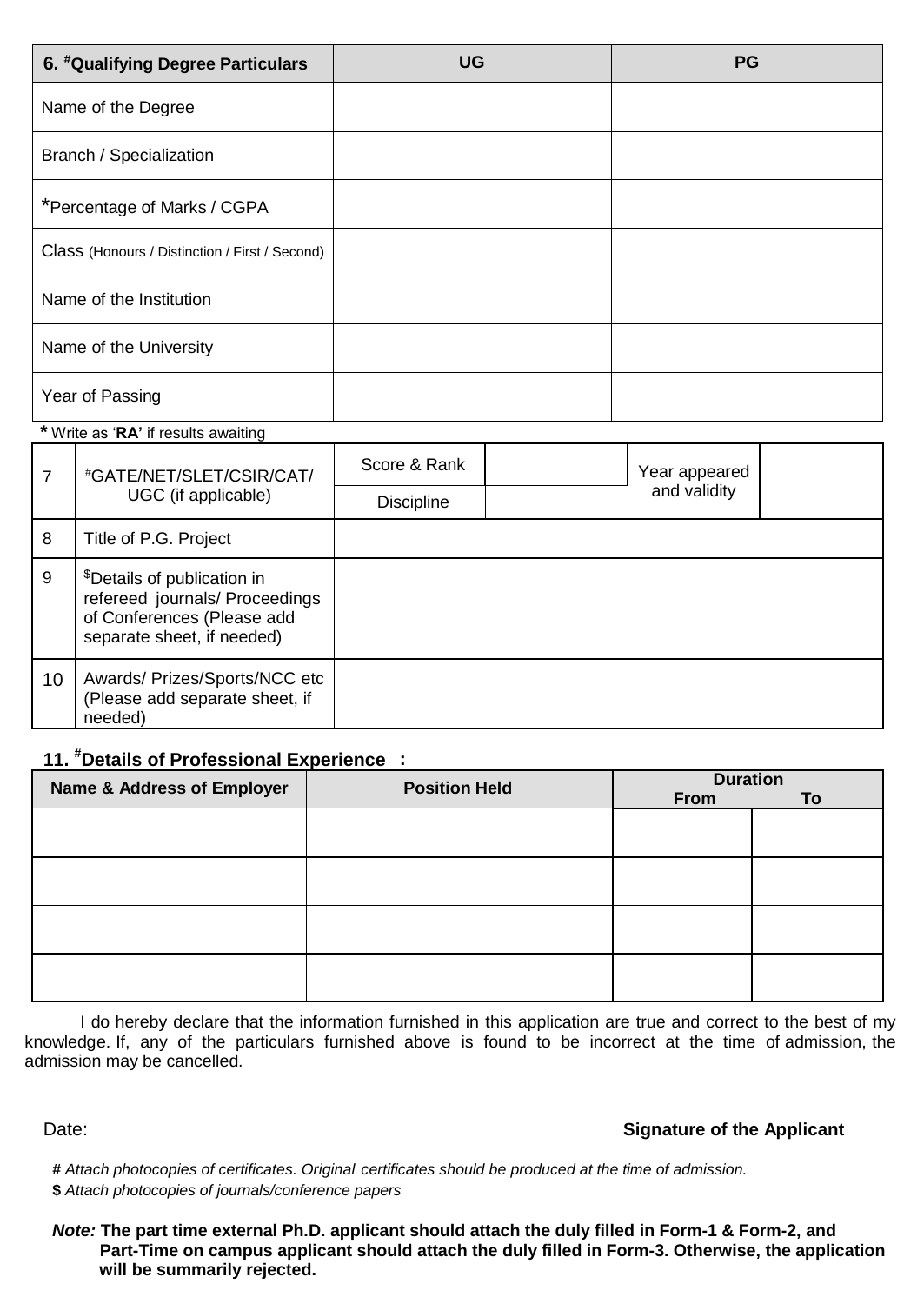| 6. #Qualifying Degree Particulars | UG | PG |
|---|---|---|
| Name of the Degree | | |
| Branch / Specialization | | |
| *Percentage of Marks / CGPA | | |
| Class (Honours / Distinction / First / Second) | | |
| Name of the Institution | | |
| Name of the University | | |
| Year of Passing | | |

* Write as '**RA**' if results awaiting

| | | | | | |
|---|---|---|---|---|---|
| 7 | #GATE/NET/SLET/CSIR/CAT/ UGC (if applicable) | Score & Rank | | Year appeared and validity | |
| | | Discipline | | | |
| 8 | Title of P.G. Project | | | | |
| 9 | $Details of publication in refereed journals/ Proceedings of Conferences (Please add separate sheet, if needed) | | | | |
| 10 | Awards/ Prizes/Sports/NCC etc (Please add separate sheet, if needed) | | | | |

**11. #Details of Professional Experience :**

| Name & Address of Employer | Position Held | Duration From | To |
|---|---|---|---|
| | | | |
| | | | |
| | | | |
| | | | |

I do hereby declare that the information furnished in this application are true and correct to the best of my knowledge. If, any of the particulars furnished above is found to be incorrect at the time of admission, the admission may be cancelled.

Date: **Signature of the Applicant**

**#** *Attach photocopies of certificates. Original certificates should be produced at the time of admission.*
**$** *Attach photocopies of journals/conference papers*

***Note:*** **The part time external Ph.D. applicant should attach the duly filled in Form-1 & Form-2, and Part-Time on campus applicant should attach the duly filled in Form-3. Otherwise, the application will be summarily rejected.**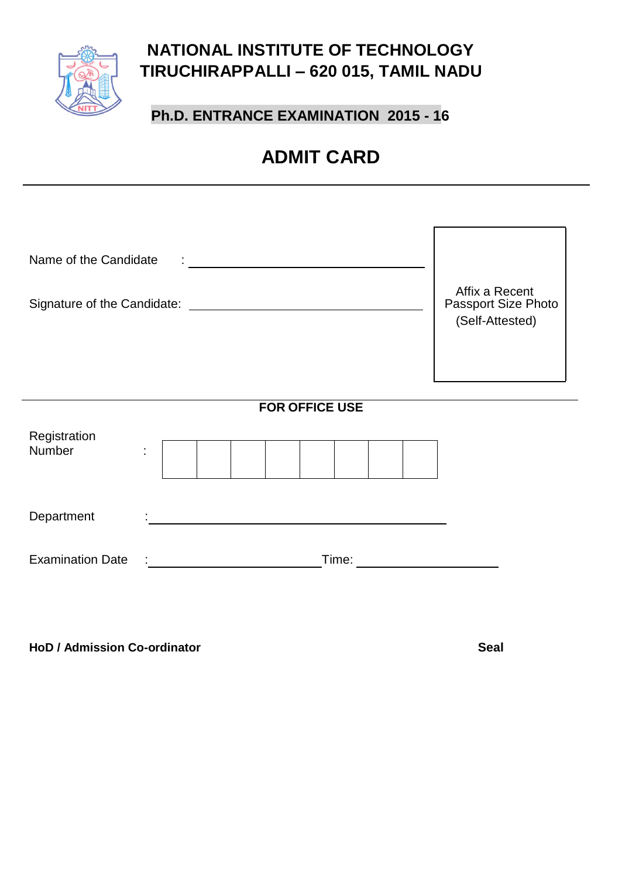# NATIONAL INSTITUTE OF TECHNOLOGY
# TIRUCHIRAPPALLI – 620 015, TAMIL NADU

## Ph.D. ENTRANCE EXAMINATION 2015 - 16

# ADMIT CARD

---

Name of the Candidate : ______________________________

Signature of the Candidate: ______________________________

Affix a Recent Passport Size Photo (Self-Attested)

---

**FOR OFFICE USE**

Registration Number :

| | | | | | | | |
|---|---|---|---|---|---|---|---|
| | | | | | | | |

Department :______________________________________

Examination Date :_______________________ Time: ____________________

**HoD / Admission Co-ordinator** **Seal**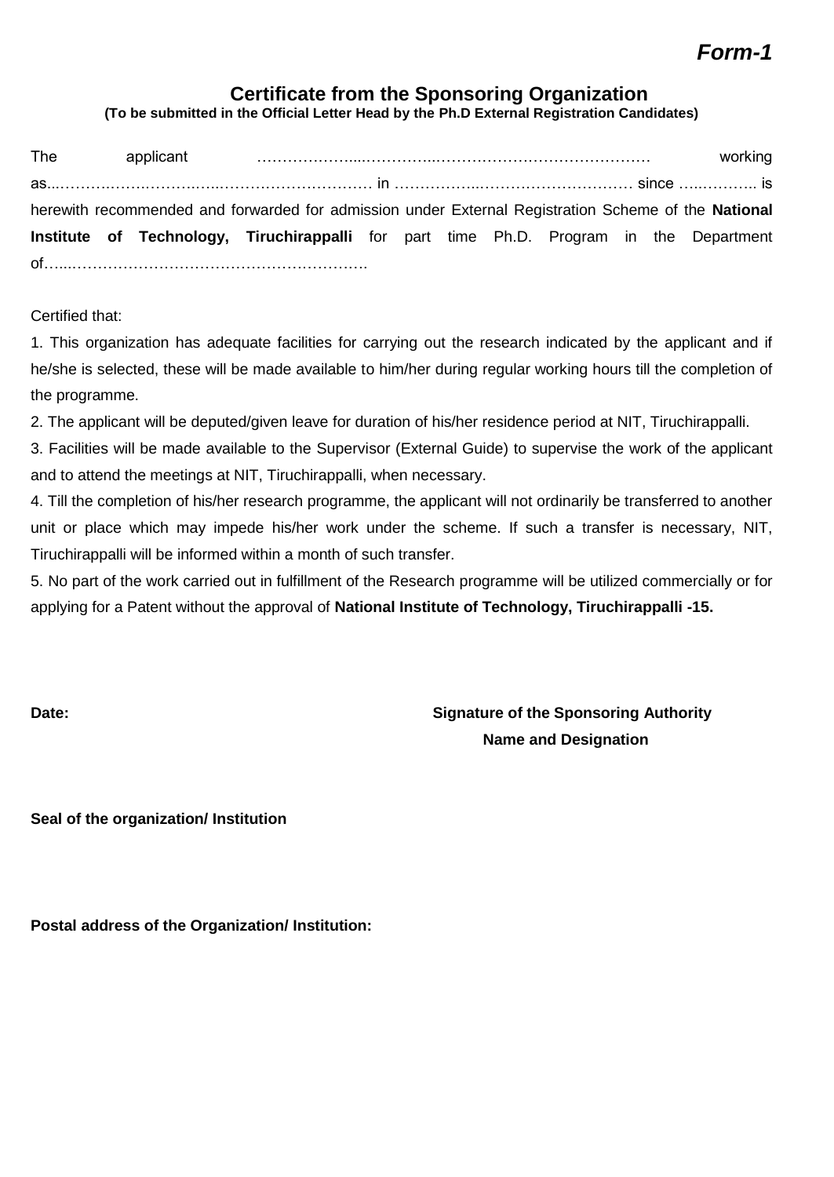***Form-1***

## Certificate from the Sponsoring Organization

**(To be submitted in the Official Letter Head by the Ph.D External Registration Candidates)**

The applicant ………………......…………..………………………………… working as...……….……..………..………………………… in ……………..………………………… since …..……….. is herewith recommended and forwarded for admission under External Registration Scheme of the **National Institute of Technology, Tiruchirappalli** for part time Ph.D. Program in the Department of…....……………………………………………….

Certified that:

1. This organization has adequate facilities for carrying out the research indicated by the applicant and if he/she is selected, these will be made available to him/her during regular working hours till the completion of the programme.
2. The applicant will be deputed/given leave for duration of his/her residence period at NIT, Tiruchirappalli.
3. Facilities will be made available to the Supervisor (External Guide) to supervise the work of the applicant and to attend the meetings at NIT, Tiruchirappalli, when necessary.
4. Till the completion of his/her research programme, the applicant will not ordinarily be transferred to another unit or place which may impede his/her work under the scheme. If such a transfer is necessary, NIT, Tiruchirappalli will be informed within a month of such transfer.
5. No part of the work carried out in fulfillment of the Research programme will be utilized commercially or for applying for a Patent without the approval of **National Institute of Technology, Tiruchirappalli -15.**

**Date:** **Signature of the Sponsoring Authority**

**Name and Designation**

**Seal of the organization/ Institution**

**Postal address of the Organization/ Institution:**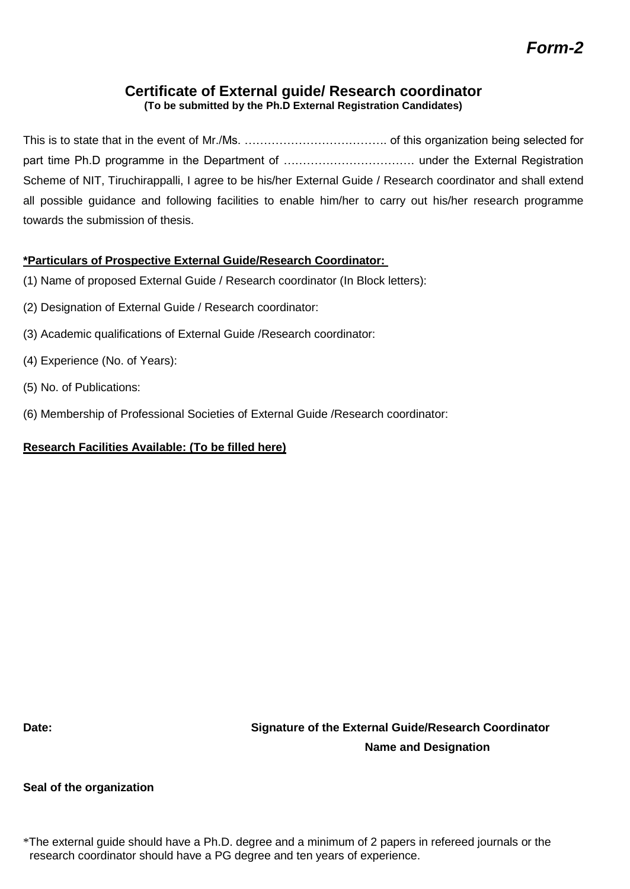***Form-2***

## Certificate of External guide/ Research coordinator

**(To be submitted by the Ph.D External Registration Candidates)**

This is to state that in the event of Mr./Ms. ………………………………. of this organization being selected for part time Ph.D programme in the Department of …………….……………… under the External Registration Scheme of NIT, Tiruchirappalli, I agree to be his/her External Guide / Research coordinator and shall extend all possible guidance and following facilities to enable him/her to carry out his/her research programme towards the submission of thesis.

**\*Particulars of Prospective External Guide/Research Coordinator:**

(1) Name of proposed External Guide / Research coordinator (In Block letters):

(2) Designation of External Guide / Research coordinator:

(3) Academic qualifications of External Guide /Research coordinator:

(4) Experience (No. of Years):

(5) No. of Publications:

(6) Membership of Professional Societies of External Guide /Research coordinator:

**Research Facilities Available: (To be filled here)**

**Date:** **Signature of the External Guide/Research Coordinator**

**Name and Designation**

**Seal of the organization**

*The external guide should have a Ph.D. degree and a minimum of 2 papers in refereed journals or the research coordinator should have a PG degree and ten years of experience.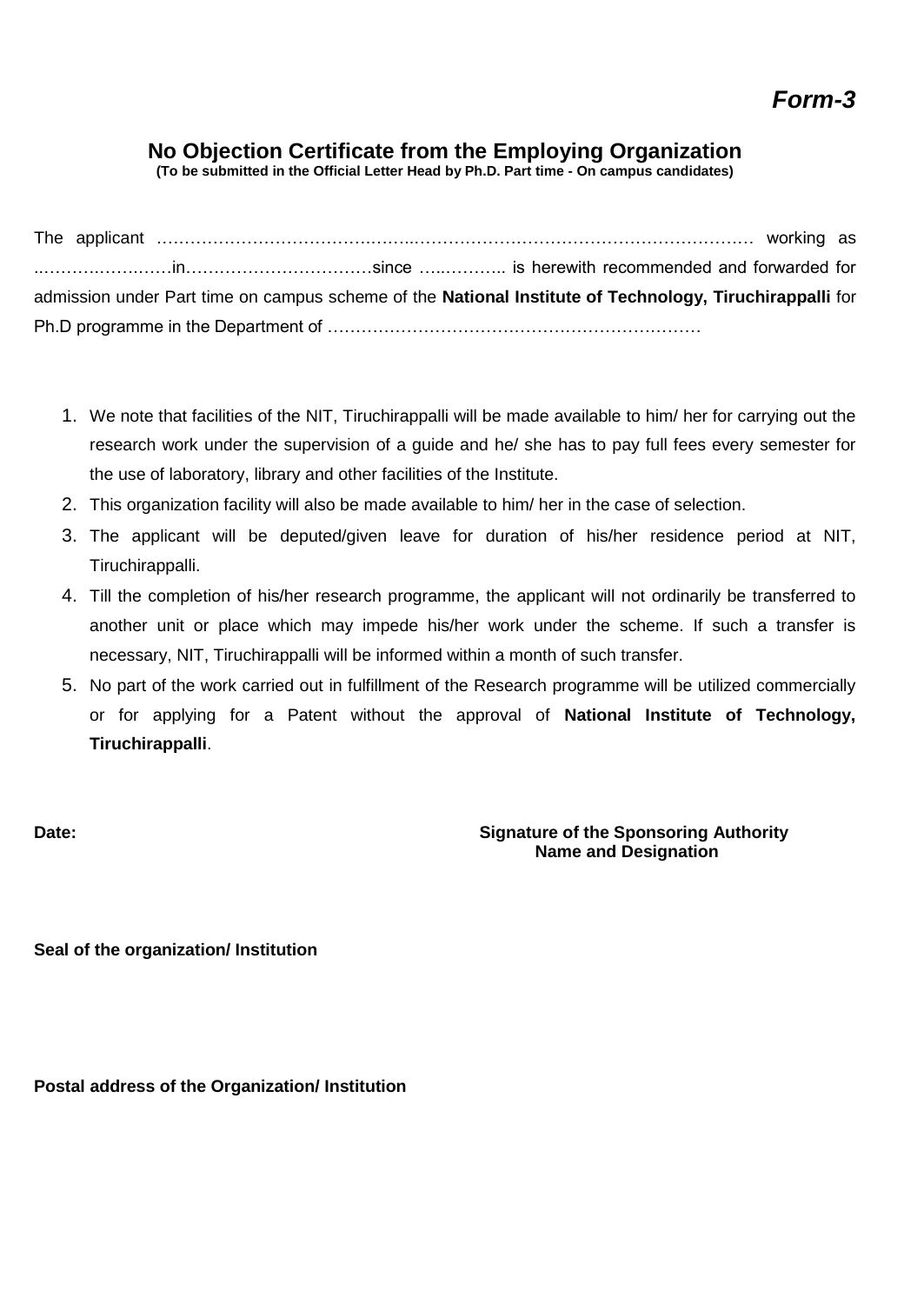***Form-3***

## No Objection Certificate from the Employing Organization

**(To be submitted in the Official Letter Head by Ph.D. Part time - On campus candidates)**

The applicant ……………………………….……..……………………………………………….… working as ..……….…….……in……………………………since …..……….. is herewith recommended and forwarded for admission under Part time on campus scheme of the **National Institute of Technology, Tiruchirappalli** for Ph.D programme in the Department of …………………………………………………………

1. We note that facilities of the NIT, Tiruchirappalli will be made available to him/ her for carrying out the research work under the supervision of a guide and he/ she has to pay full fees every semester for the use of laboratory, library and other facilities of the Institute.
2. This organization facility will also be made available to him/ her in the case of selection.
3. The applicant will be deputed/given leave for duration of his/her residence period at NIT, Tiruchirappalli.
4. Till the completion of his/her research programme, the applicant will not ordinarily be transferred to another unit or place which may impede his/her work under the scheme. If such a transfer is necessary, NIT, Tiruchirappalli will be informed within a month of such transfer.
5. No part of the work carried out in fulfillment of the Research programme will be utilized commercially or for applying for a Patent without the approval of **National Institute of Technology, Tiruchirappalli**.

**Date:**

**Signature of the Sponsoring Authority**
**Name and Designation**

**Seal of the organization/ Institution**

**Postal address of the Organization/ Institution**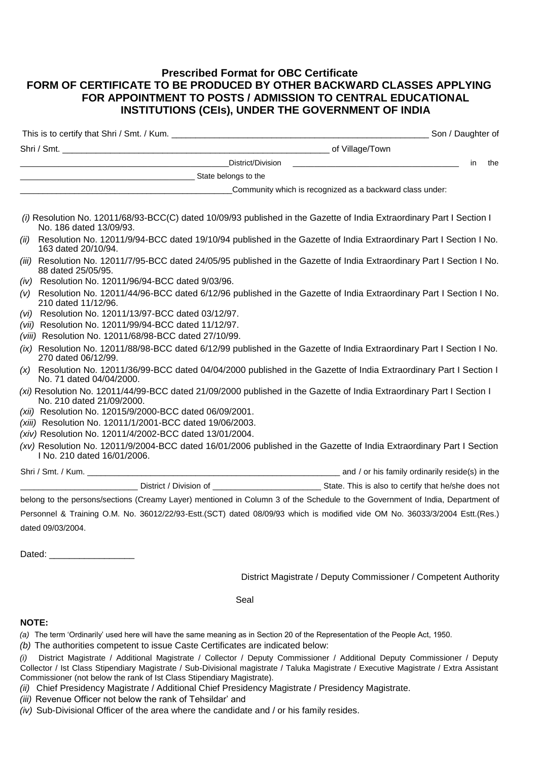## Prescribed Format for OBC Certificate

## FORM OF CERTIFICATE TO BE PRODUCED BY OTHER BACKWARD CLASSES APPLYING FOR APPOINTMENT TO POSTS / ADMISSION TO CENTRAL EDUCATIONAL INSTITUTIONS (CEIs), UNDER THE GOVERNMENT OF INDIA

This is to certify that Shri / Smt. / Kum. ______________________________________________________ Son / Daughter of Shri / Smt. ________________________________________________________ of Village/Town ______________________________________________District/Division ____________________________________ in the ______________________________________ State belongs to the ______________________________________________Community which is recognized as a backward class under:

*(i)* Resolution No. 12011/68/93-BCC(C) dated 10/09/93 published in the Gazette of India Extraordinary Part I Section I No. 186 dated 13/09/93.

*(ii)* Resolution No. 12011/9/94-BCC dated 19/10/94 published in the Gazette of India Extraordinary Part I Section I No. 163 dated 20/10/94.

*(iii)* Resolution No. 12011/7/95-BCC dated 24/05/95 published in the Gazette of India Extraordinary Part I Section I No. 88 dated 25/05/95.

*(iv)* Resolution No. 12011/96/94-BCC dated 9/03/96.

*(v)* Resolution No. 12011/44/96-BCC dated 6/12/96 published in the Gazette of India Extraordinary Part I Section I No. 210 dated 11/12/96.

*(vi)* Resolution No. 12011/13/97-BCC dated 03/12/97.

*(vii)* Resolution No. 12011/99/94-BCC dated 11/12/97.

*(viii)* Resolution No. 12011/68/98-BCC dated 27/10/99.

*(ix)* Resolution No. 12011/88/98-BCC dated 6/12/99 published in the Gazette of India Extraordinary Part I Section I No. 270 dated 06/12/99.

*(x)* Resolution No. 12011/36/99-BCC dated 04/04/2000 published in the Gazette of India Extraordinary Part I Section I No. 71 dated 04/04/2000.

*(xi)* Resolution No. 12011/44/99-BCC dated 21/09/2000 published in the Gazette of India Extraordinary Part I Section I No. 210 dated 21/09/2000.

*(xii)* Resolution No. 12015/9/2000-BCC dated 06/09/2001.

*(xiii)* Resolution No. 12011/1/2001-BCC dated 19/06/2003.

*(xiv)* Resolution No. 12011/4/2002-BCC dated 13/01/2004.

*(xv)* Resolution No. 12011/9/2004-BCC dated 16/01/2006 published in the Gazette of India Extraordinary Part I Section I No. 210 dated 16/01/2006.

Shri / Smt. / Kum. ________________________________________________________ and / or his family ordinarily reside(s) in the __________________________ District / Division of ________________________ State. This is also to certify that he/she does not belong to the persons/sections (Creamy Layer) mentioned in Column 3 of the Schedule to the Government of India, Department of Personnel & Training O.M. No. 36012/22/93-Estt.(SCT) dated 08/09/93 which is modified vide OM No. 36033/3/2004 Estt.(Res.) dated 09/03/2004.

Dated: _________________

District Magistrate / Deputy Commissioner / Competent Authority

Seal

**NOTE:**

*(a)* The term 'Ordinarily' used here will have the same meaning as in Section 20 of the Representation of the People Act, 1950.

*(b)* The authorities competent to issue Caste Certificates are indicated below:

*(i)* District Magistrate / Additional Magistrate / Collector / Deputy Commissioner / Additional Deputy Commissioner / Deputy Collector / Ist Class Stipendiary Magistrate / Sub-Divisional magistrate / Taluka Magistrate / Executive Magistrate / Extra Assistant Commissioner (not below the rank of Ist Class Stipendiary Magistrate).

*(ii)* Chief Presidency Magistrate / Additional Chief Presidency Magistrate / Presidency Magistrate.

*(iii)* Revenue Officer not below the rank of Tehsildar' and

*(iv)* Sub-Divisional Officer of the area where the candidate and / or his family resides.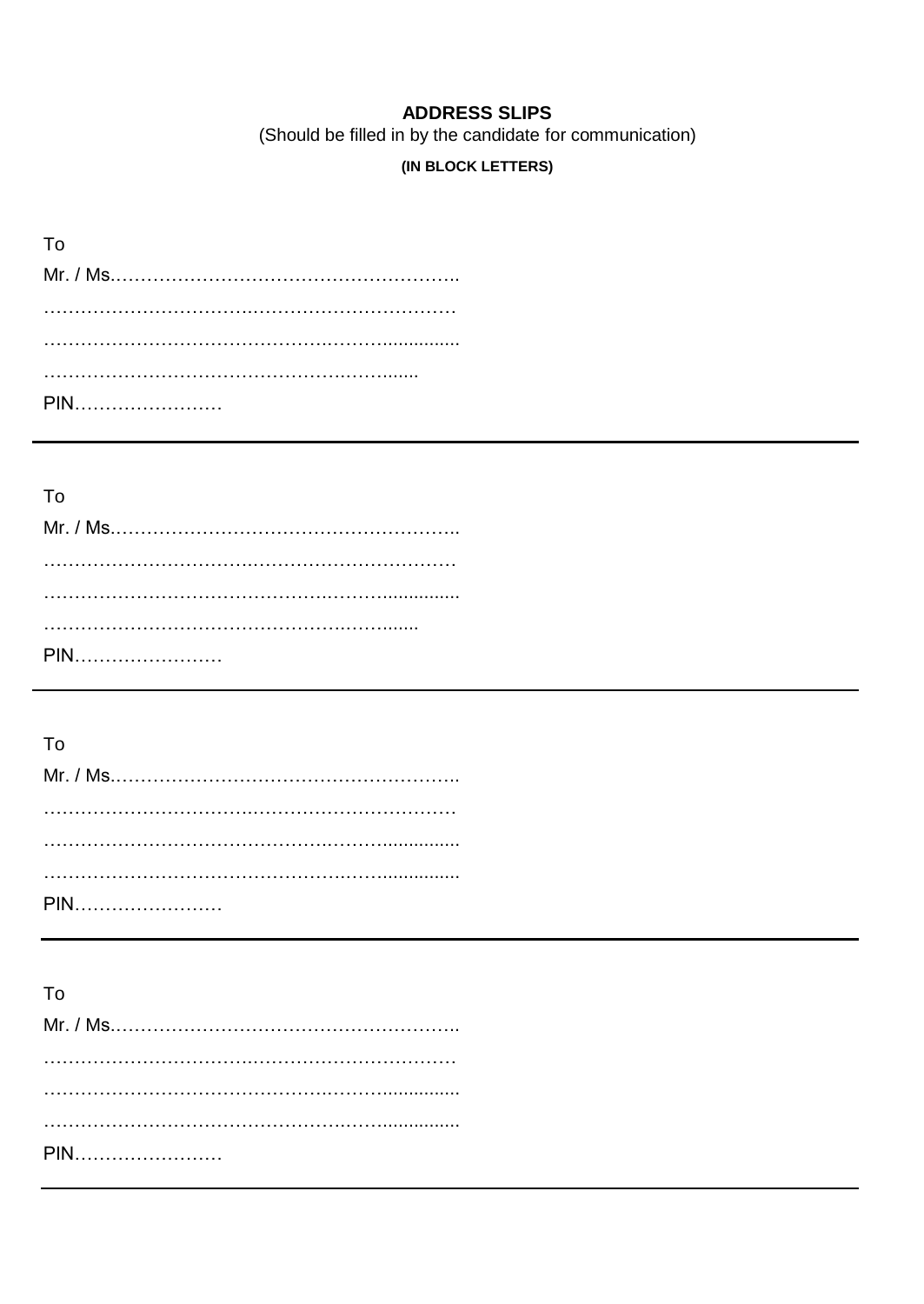# ADDRESS SLIPS

(Should be filled in by the candidate for communication)

**(IN BLOCK LETTERS)**

To

Mr. / Ms.………………………………………………..

……………………………………………………………

……………………………………………………………

……………………………………………………

PIN……………………

---

To

Mr. / Ms.………………………………………………..

……………………………………………………………

……………………………………………………………

……………………………………………………

PIN……………………

---

To

Mr. / Ms.………………………………………………..

……………………………………………………………

……………………………………………………………

……………………………………………………………

PIN……………………

---

To

Mr. / Ms.………………………………………………..

……………………………………………………………

……………………………………………………………

……………………………………………………………

PIN……………………

---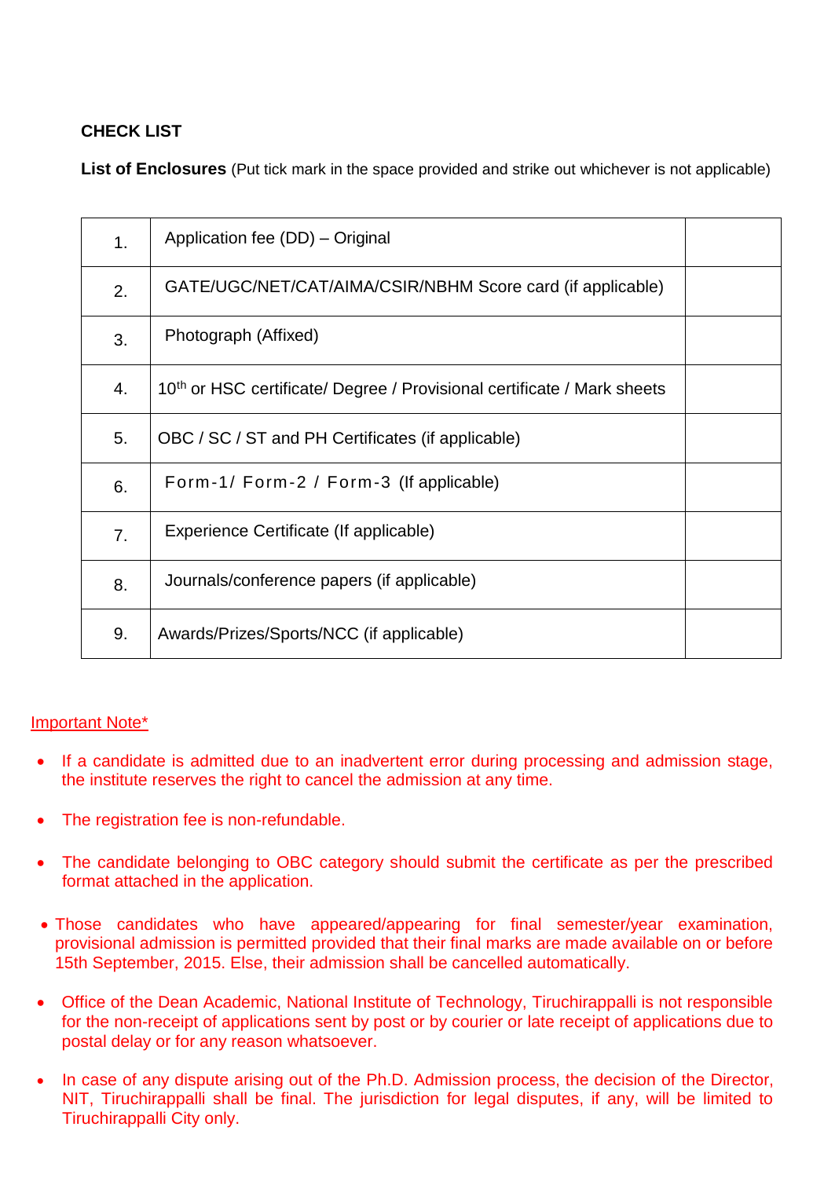**CHECK LIST**

**List of Enclosures** (Put tick mark in the space provided and strike out whichever is not applicable)

| | | |
|---|---|---|
| 1. | Application fee (DD) – Original | |
| 2. | GATE/UGC/NET/CAT/AIMA/CSIR/NBHM Score card (if applicable) | |
| 3. | Photograph (Affixed) | |
| 4. | 10th or HSC certificate/ Degree / Provisional certificate / Mark sheets | |
| 5. | OBC / SC / ST and PH Certificates (if applicable) | |
| 6. | Form-1/ Form-2 / Form-3 (If applicable) | |
| 7. | Experience Certificate (If applicable) | |
| 8. | Journals/conference papers (if applicable) | |
| 9. | Awards/Prizes/Sports/NCC (if applicable) | |

Important Note*

- If a candidate is admitted due to an inadvertent error during processing and admission stage, the institute reserves the right to cancel the admission at any time.
- The registration fee is non-refundable.
- The candidate belonging to OBC category should submit the certificate as per the prescribed format attached in the application.
- Those candidates who have appeared/appearing for final semester/year examination, provisional admission is permitted provided that their final marks are made available on or before 15th September, 2015. Else, their admission shall be cancelled automatically.
- Office of the Dean Academic, National Institute of Technology, Tiruchirappalli is not responsible for the non-receipt of applications sent by post or by courier or late receipt of applications due to postal delay or for any reason whatsoever.
- In case of any dispute arising out of the Ph.D. Admission process, the decision of the Director, NIT, Tiruchirappalli shall be final. The jurisdiction for legal disputes, if any, will be limited to Tiruchirappalli City only.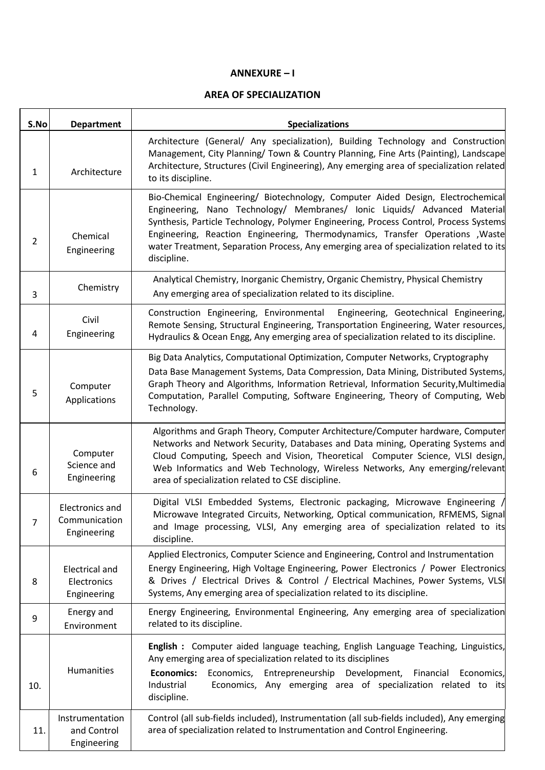## ANNEXURE – I

## AREA OF SPECIALIZATION

| S.No | Department | Specializations |
|---|---|---|
| 1 | Architecture | Architecture (General/ Any specialization), Building Technology and Construction Management, City Planning/ Town & Country Planning, Fine Arts (Painting), Landscape Architecture, Structures (Civil Engineering), Any emerging area of specialization related to its discipline. |
| 2 | Chemical Engineering | Bio-Chemical Engineering/ Biotechnology, Computer Aided Design, Electrochemical Engineering, Nano Technology/ Membranes/ Ionic Liquids/ Advanced Material Synthesis, Particle Technology, Polymer Engineering, Process Control, Process Systems Engineering, Reaction Engineering, Thermodynamics, Transfer Operations ,Waste water Treatment, Separation Process, Any emerging area of specialization related to its discipline. |
| 3 | Chemistry | Analytical Chemistry, Inorganic Chemistry, Organic Chemistry, Physical Chemistry Any emerging area of specialization related to its discipline. |
| 4 | Civil Engineering | Construction Engineering, Environmental Engineering, Geotechnical Engineering, Remote Sensing, Structural Engineering, Transportation Engineering, Water resources, Hydraulics & Ocean Engg, Any emerging area of specialization related to its discipline. |
| 5 | Computer Applications | Big Data Analytics, Computational Optimization, Computer Networks, Cryptography Data Base Management Systems, Data Compression, Data Mining, Distributed Systems, Graph Theory and Algorithms, Information Retrieval, Information Security,Multimedia Computation, Parallel Computing, Software Engineering, Theory of Computing, Web Technology. |
| 6 | Computer Science and Engineering | Algorithms and Graph Theory, Computer Architecture/Computer hardware, Computer Networks and Network Security, Databases and Data mining, Operating Systems and Cloud Computing, Speech and Vision, Theoretical Computer Science, VLSI design, Web Informatics and Web Technology, Wireless Networks, Any emerging/relevant area of specialization related to CSE discipline. |
| 7 | Electronics and Communication Engineering | Digital VLSI Embedded Systems, Electronic packaging, Microwave Engineering / Microwave Integrated Circuits, Networking, Optical communication, RFMEMS, Signal and Image processing, VLSI, Any emerging area of specialization related to its discipline. |
| 8 | Electrical and Electronics Engineering | Applied Electronics, Computer Science and Engineering, Control and Instrumentation Energy Engineering, High Voltage Engineering, Power Electronics / Power Electronics & Drives / Electrical Drives & Control / Electrical Machines, Power Systems, VLSI Systems, Any emerging area of specialization related to its discipline. |
| 9 | Energy and Environment | Energy Engineering, Environmental Engineering, Any emerging area of specialization related to its discipline. |
| 10. | Humanities | **English :** Computer aided language teaching, English Language Teaching, Linguistics, Any emerging area of specialization related to its disciplines<br>**Economics:** Economics, Entrepreneurship Development, Financial Economics, Industrial Economics, Any emerging area of specialization related to its discipline. |
| 11. | Instrumentation and Control Engineering | Control (all sub-fields included), Instrumentation (all sub-fields included), Any emerging area of specialization related to Instrumentation and Control Engineering. |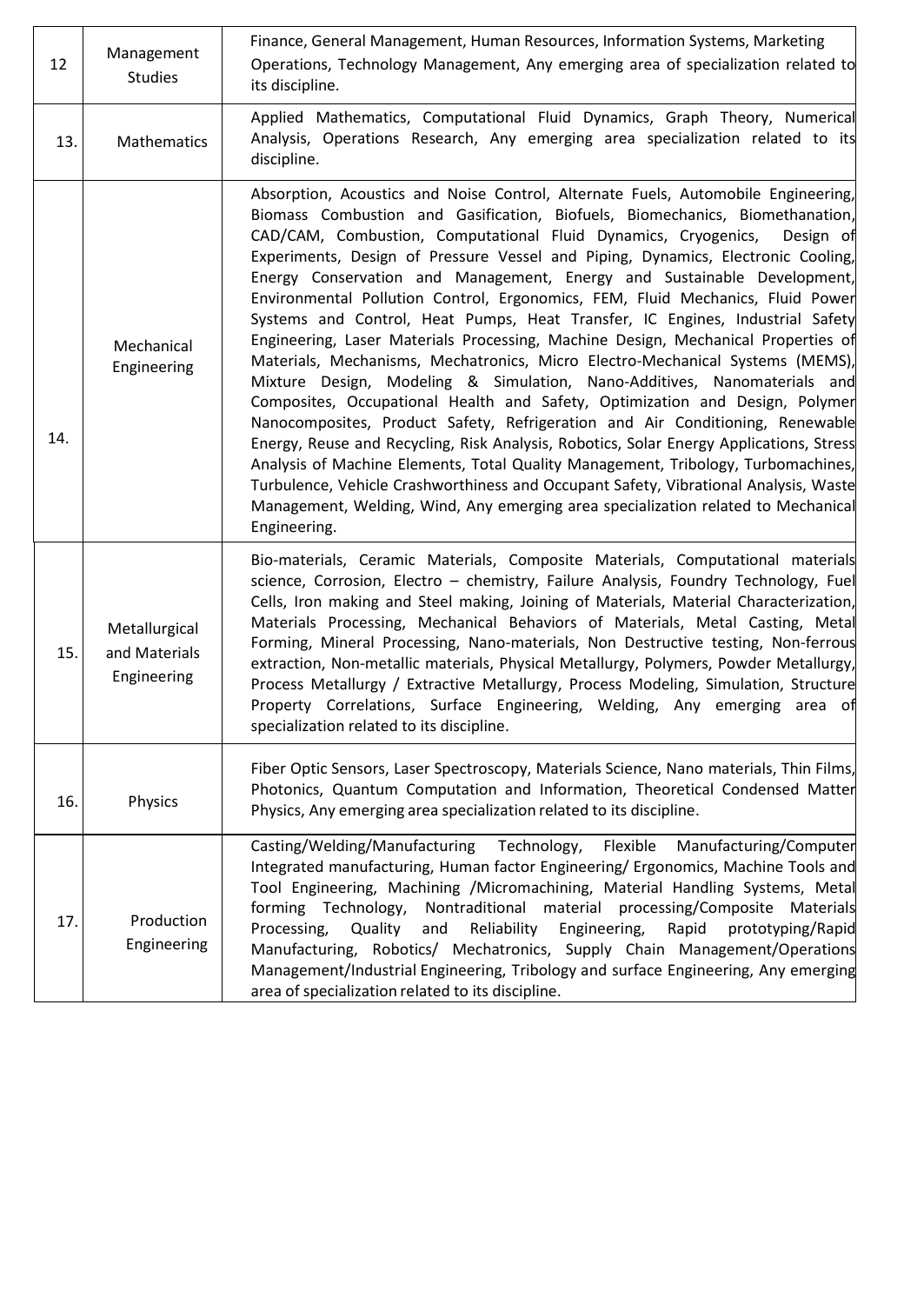| | | |
|---|---|---|
| 12 | Management Studies | Finance, General Management, Human Resources, Information Systems, Marketing Operations, Technology Management, Any emerging area of specialization related to its discipline. |
| 13. | Mathematics | Applied Mathematics, Computational Fluid Dynamics, Graph Theory, Numerical Analysis, Operations Research, Any emerging area specialization related to its discipline. |
| 14. | Mechanical Engineering | Absorption, Acoustics and Noise Control, Alternate Fuels, Automobile Engineering, Biomass Combustion and Gasification, Biofuels, Biomechanics, Biomethanation, CAD/CAM, Combustion, Computational Fluid Dynamics, Cryogenics, Design of Experiments, Design of Pressure Vessel and Piping, Dynamics, Electronic Cooling, Energy Conservation and Management, Energy and Sustainable Development, Environmental Pollution Control, Ergonomics, FEM, Fluid Mechanics, Fluid Power Systems and Control, Heat Pumps, Heat Transfer, IC Engines, Industrial Safety Engineering, Laser Materials Processing, Machine Design, Mechanical Properties of Materials, Mechanisms, Mechatronics, Micro Electro-Mechanical Systems (MEMS), Mixture Design, Modeling & Simulation, Nano-Additives, Nanomaterials and Composites, Occupational Health and Safety, Optimization and Design, Polymer Nanocomposites, Product Safety, Refrigeration and Air Conditioning, Renewable Energy, Reuse and Recycling, Risk Analysis, Robotics, Solar Energy Applications, Stress Analysis of Machine Elements, Total Quality Management, Tribology, Turbomachines, Turbulence, Vehicle Crashworthiness and Occupant Safety, Vibrational Analysis, Waste Management, Welding, Wind, Any emerging area specialization related to Mechanical Engineering. |
| 15. | Metallurgical and Materials Engineering | Bio-materials, Ceramic Materials, Composite Materials, Computational materials science, Corrosion, Electro – chemistry, Failure Analysis, Foundry Technology, Fuel Cells, Iron making and Steel making, Joining of Materials, Material Characterization, Materials Processing, Mechanical Behaviors of Materials, Metal Casting, Metal Forming, Mineral Processing, Nano-materials, Non Destructive testing, Non-ferrous extraction, Non-metallic materials, Physical Metallurgy, Polymers, Powder Metallurgy, Process Metallurgy / Extractive Metallurgy, Process Modeling, Simulation, Structure Property Correlations, Surface Engineering, Welding, Any emerging area of specialization related to its discipline. |
| 16. | Physics | Fiber Optic Sensors, Laser Spectroscopy, Materials Science, Nano materials, Thin Films, Photonics, Quantum Computation and Information, Theoretical Condensed Matter Physics, Any emerging area specialization related to its discipline. |
| 17. | Production Engineering | Casting/Welding/Manufacturing Technology, Flexible Manufacturing/Computer Integrated manufacturing, Human factor Engineering/ Ergonomics, Machine Tools and Tool Engineering, Machining /Micromachining, Material Handling Systems, Metal forming Technology, Nontraditional material processing/Composite Materials Processing, Quality and Reliability Engineering, Rapid prototyping/Rapid Manufacturing, Robotics/ Mechatronics, Supply Chain Management/Operations Management/Industrial Engineering, Tribology and surface Engineering, Any emerging area of specialization related to its discipline. |